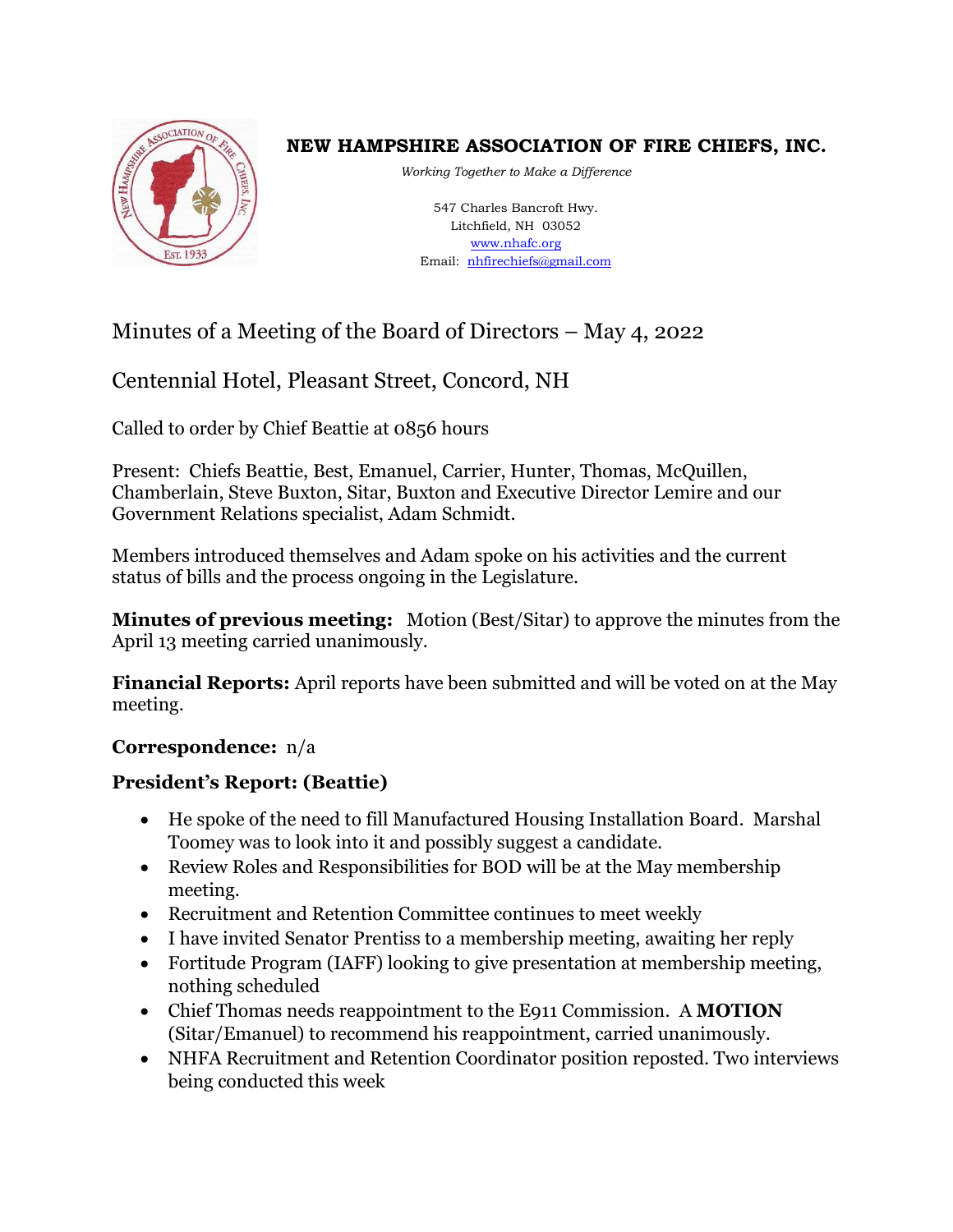# NEW HAMPSHIRE ASSOCIATION OF FIRE CHIEFS, INC.

*Working Together to Make a Difference*

547 Charles Bancroft Hwy.
Litchfield, NH 03052
www.nhafc.org
Email: nhfirechiefs@gmail.com

## Minutes of a Meeting of the Board of Directors – May 4, 2022

## Centennial Hotel, Pleasant Street, Concord, NH

Called to order by Chief Beattie at 0856 hours

Present: Chiefs Beattie, Best, Emanuel, Carrier, Hunter, Thomas, McQuillen, Chamberlain, Steve Buxton, Sitar, Buxton and Executive Director Lemire and our Government Relations specialist, Adam Schmidt.

Members introduced themselves and Adam spoke on his activities and the current status of bills and the process ongoing in the Legislature.

**Minutes of previous meeting:** Motion (Best/Sitar) to approve the minutes from the April 13 meeting carried unanimously.

**Financial Reports:** April reports have been submitted and will be voted on at the May meeting.

**Correspondence:** n/a

**President's Report: (Beattie)**

- He spoke of the need to fill Manufactured Housing Installation Board. Marshal Toomey was to look into it and possibly suggest a candidate.
- Review Roles and Responsibilities for BOD will be at the May membership meeting.
- Recruitment and Retention Committee continues to meet weekly
- I have invited Senator Prentiss to a membership meeting, awaiting her reply
- Fortitude Program (IAFF) looking to give presentation at membership meeting, nothing scheduled
- Chief Thomas needs reappointment to the E911 Commission. A **MOTION** (Sitar/Emanuel) to recommend his reappointment, carried unanimously.
- NHFA Recruitment and Retention Coordinator position reposted. Two interviews being conducted this week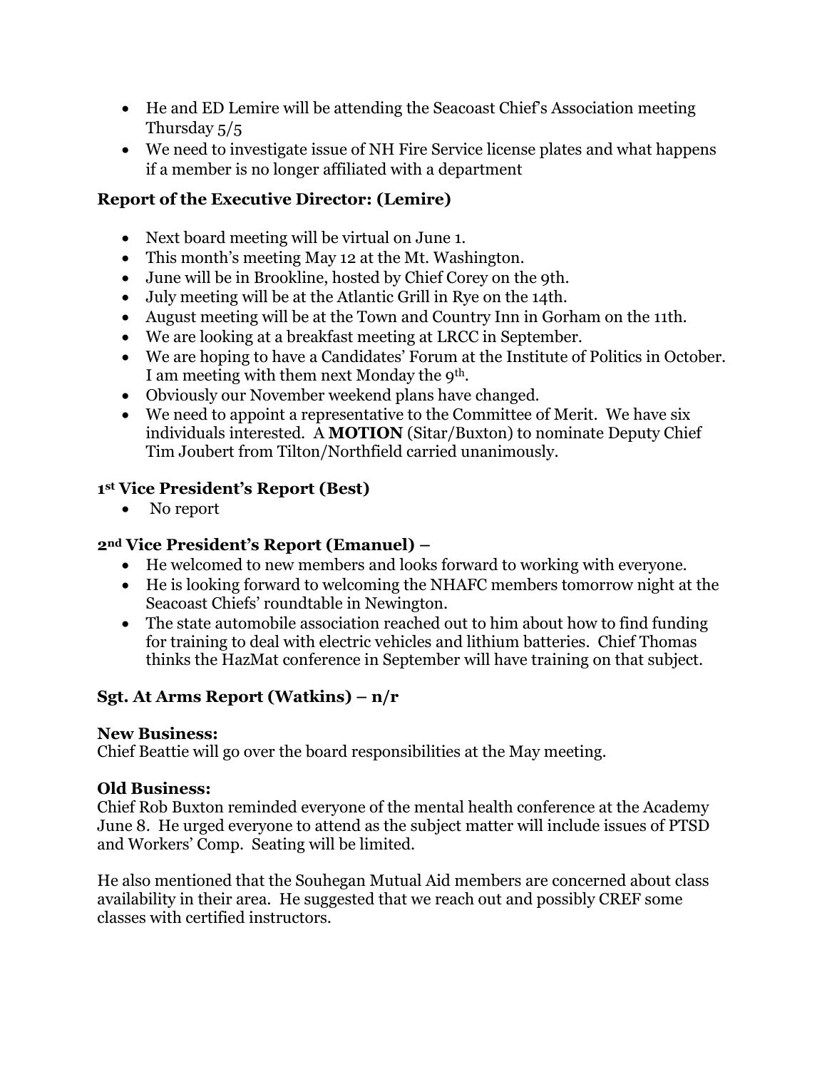- He and ED Lemire will be attending the Seacoast Chief's Association meeting Thursday 5/5
- We need to investigate issue of NH Fire Service license plates and what happens if a member is no longer affiliated with a department

### Report of the Executive Director: (Lemire)

- Next board meeting will be virtual on June 1.
- This month's meeting May 12 at the Mt. Washington.
- June will be in Brookline, hosted by Chief Corey on the 9th.
- July meeting will be at the Atlantic Grill in Rye on the 14th.
- August meeting will be at the Town and Country Inn in Gorham on the 11th.
- We are looking at a breakfast meeting at LRCC in September.
- We are hoping to have a Candidates' Forum at the Institute of Politics in October. I am meeting with them next Monday the 9th.
- Obviously our November weekend plans have changed.
- We need to appoint a representative to the Committee of Merit. We have six individuals interested. A **MOTION** (Sitar/Buxton) to nominate Deputy Chief Tim Joubert from Tilton/Northfield carried unanimously.

### 1st Vice President's Report (Best)

- No report

### 2nd Vice President's Report (Emanuel) –

- He welcomed to new members and looks forward to working with everyone.
- He is looking forward to welcoming the NHAFC members tomorrow night at the Seacoast Chiefs' roundtable in Newington.
- The state automobile association reached out to him about how to find funding for training to deal with electric vehicles and lithium batteries. Chief Thomas thinks the HazMat conference in September will have training on that subject.

### Sgt. At Arms Report (Watkins) – n/r

### New Business:

Chief Beattie will go over the board responsibilities at the May meeting.

### Old Business:

Chief Rob Buxton reminded everyone of the mental health conference at the Academy June 8. He urged everyone to attend as the subject matter will include issues of PTSD and Workers' Comp. Seating will be limited.

He also mentioned that the Souhegan Mutual Aid members are concerned about class availability in their area. He suggested that we reach out and possibly CREF some classes with certified instructors.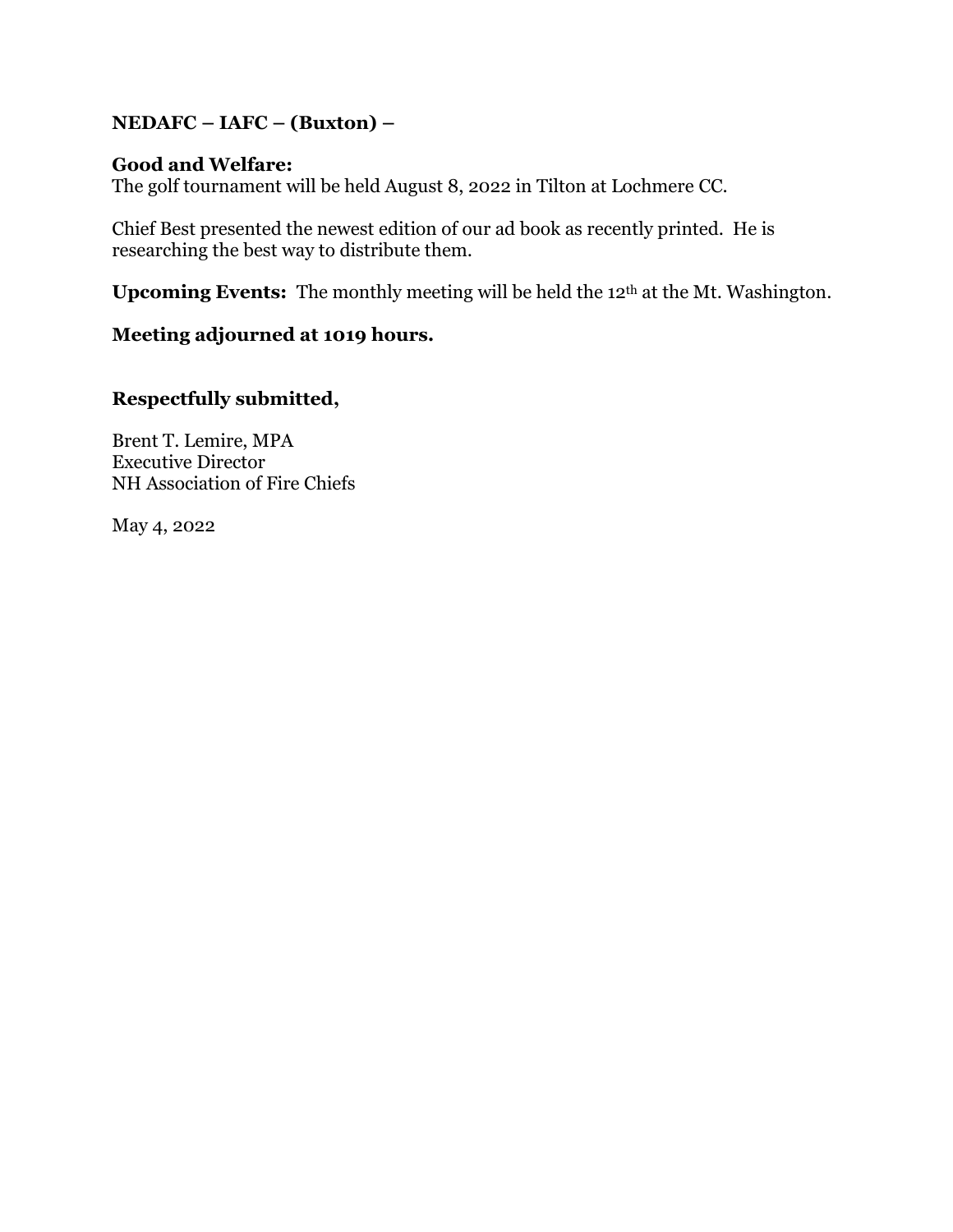**NEDAFC – IAFC – (Buxton) –**

**Good and Welfare:**
The golf tournament will be held August 8, 2022 in Tilton at Lochmere CC.

Chief Best presented the newest edition of our ad book as recently printed. He is researching the best way to distribute them.

**Upcoming Events:** The monthly meeting will be held the 12th at the Mt. Washington.

**Meeting adjourned at 1019 hours.**

**Respectfully submitted,**

Brent T. Lemire, MPA
Executive Director
NH Association of Fire Chiefs

May 4, 2022